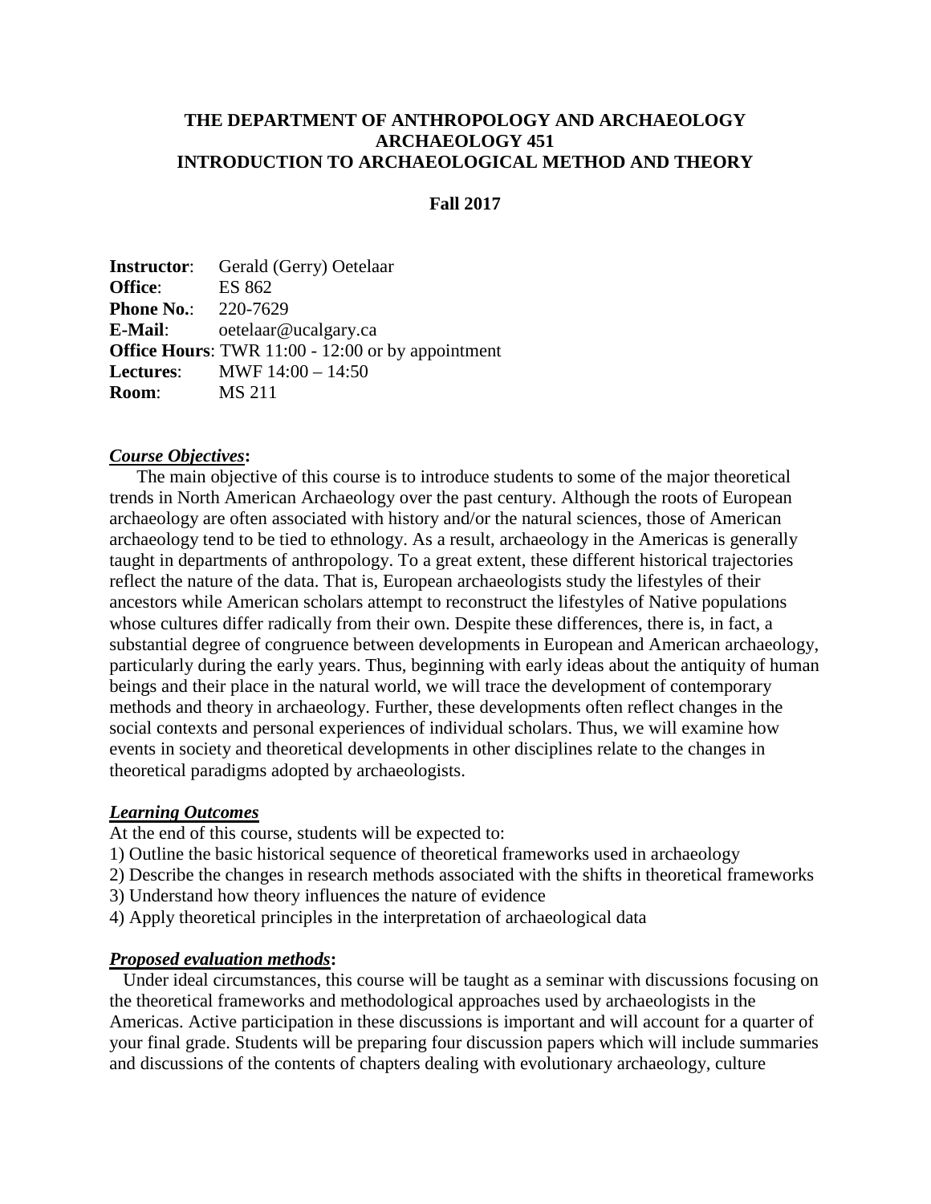# THE DEPARTMENT OF ANTHROPOLOGY AND ARCHAEOLOGY
# ARCHAEOLOGY 451
# INTRODUCTION TO ARCHAEOLOGICAL METHOD AND THEORY

**Fall 2017**

**Instructor**: Gerald (Gerry) Oetelaar
**Office**: ES 862
**Phone No.**: 220-7629
**E-Mail**: oetelaar@ucalgary.ca
**Office Hours**: TWR 11:00 - 12:00 or by appointment
**Lectures**: MWF 14:00 – 14:50
**Room**: MS 211

## ***Course Objectives*:**

The main objective of this course is to introduce students to some of the major theoretical trends in North American Archaeology over the past century. Although the roots of European archaeology are often associated with history and/or the natural sciences, those of American archaeology tend to be tied to ethnology. As a result, archaeology in the Americas is generally taught in departments of anthropology. To a great extent, these different historical trajectories reflect the nature of the data. That is, European archaeologists study the lifestyles of their ancestors while American scholars attempt to reconstruct the lifestyles of Native populations whose cultures differ radically from their own. Despite these differences, there is, in fact, a substantial degree of congruence between developments in European and American archaeology, particularly during the early years. Thus, beginning with early ideas about the antiquity of human beings and their place in the natural world, we will trace the development of contemporary methods and theory in archaeology. Further, these developments often reflect changes in the social contexts and personal experiences of individual scholars. Thus, we will examine how events in society and theoretical developments in other disciplines relate to the changes in theoretical paradigms adopted by archaeologists.

## ***Learning Outcomes***

At the end of this course, students will be expected to:

1) Outline the basic historical sequence of theoretical frameworks used in archaeology
2) Describe the changes in research methods associated with the shifts in theoretical frameworks
3) Understand how theory influences the nature of evidence
4) Apply theoretical principles in the interpretation of archaeological data

## ***Proposed evaluation methods*:**

Under ideal circumstances, this course will be taught as a seminar with discussions focusing on the theoretical frameworks and methodological approaches used by archaeologists in the Americas. Active participation in these discussions is important and will account for a quarter of your final grade. Students will be preparing four discussion papers which will include summaries and discussions of the contents of chapters dealing with evolutionary archaeology, culture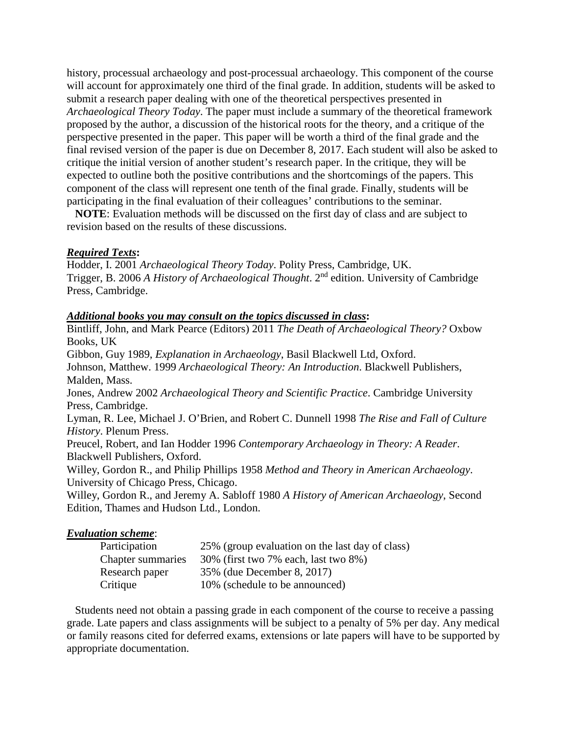history, processual archaeology and post-processual archaeology. This component of the course will account for approximately one third of the final grade. In addition, students will be asked to submit a research paper dealing with one of the theoretical perspectives presented in *Archaeological Theory Today*. The paper must include a summary of the theoretical framework proposed by the author, a discussion of the historical roots for the theory, and a critique of the perspective presented in the paper. This paper will be worth a third of the final grade and the final revised version of the paper is due on December 8, 2017. Each student will also be asked to critique the initial version of another student's research paper. In the critique, they will be expected to outline both the positive contributions and the shortcomings of the papers. This component of the class will represent one tenth of the final grade. Finally, students will be participating in the final evaluation of their colleagues' contributions to the seminar.

**NOTE**: Evaluation methods will be discussed on the first day of class and are subject to revision based on the results of these discussions.

***Required Texts*:**

Hodder, I. 2001 *Archaeological Theory Today*. Polity Press, Cambridge, UK.
Trigger, B. 2006 *A History of Archaeological Thought*. 2nd edition. University of Cambridge Press, Cambridge.

***Additional books you may consult on the topics discussed in class*:**

Bintliff, John, and Mark Pearce (Editors) 2011 *The Death of Archaeological Theory?* Oxbow Books, UK
Gibbon, Guy 1989, *Explanation in Archaeology*, Basil Blackwell Ltd, Oxford.
Johnson, Matthew. 1999 *Archaeological Theory: An Introduction*. Blackwell Publishers, Malden, Mass.
Jones, Andrew 2002 *Archaeological Theory and Scientific Practice*. Cambridge University Press, Cambridge.
Lyman, R. Lee, Michael J. O'Brien, and Robert C. Dunnell 1998 *The Rise and Fall of Culture History*. Plenum Press.
Preucel, Robert, and Ian Hodder 1996 *Contemporary Archaeology in Theory: A Reader*. Blackwell Publishers, Oxford.
Willey, Gordon R., and Philip Phillips 1958 *Method and Theory in American Archaeology*. University of Chicago Press, Chicago.
Willey, Gordon R., and Jeremy A. Sabloff 1980 *A History of American Archaeology*, Second Edition, Thames and Hudson Ltd., London.

***Evaluation scheme*:**

| | |
|---|---|
| Participation | 25% (group evaluation on the last day of class) |
| Chapter summaries | 30% (first two 7% each, last two 8%) |
| Research paper | 35% (due December 8, 2017) |
| Critique | 10% (schedule to be announced) |

Students need not obtain a passing grade in each component of the course to receive a passing grade. Late papers and class assignments will be subject to a penalty of 5% per day. Any medical or family reasons cited for deferred exams, extensions or late papers will have to be supported by appropriate documentation.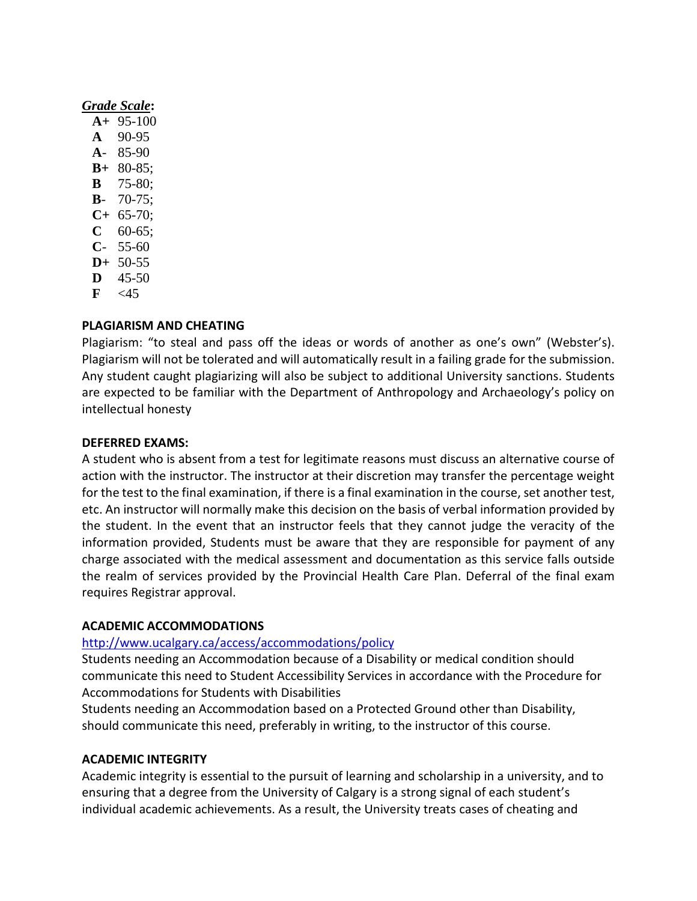***Grade Scale*:**

**A+** 95-100
**A** 90-95
**A-** 85-90
**B+** 80-85;
**B** 75-80;
**B-** 70-75;
**C+** 65-70;
**C** 60-65;
**C-** 55-60
**D+** 50-55
**D** 45-50
**F** <45

**PLAGIARISM AND CHEATING**

Plagiarism: "to steal and pass off the ideas or words of another as one's own" (Webster's). Plagiarism will not be tolerated and will automatically result in a failing grade for the submission. Any student caught plagiarizing will also be subject to additional University sanctions. Students are expected to be familiar with the Department of Anthropology and Archaeology's policy on intellectual honesty

**DEFERRED EXAMS:**

A student who is absent from a test for legitimate reasons must discuss an alternative course of action with the instructor. The instructor at their discretion may transfer the percentage weight for the test to the final examination, if there is a final examination in the course, set another test, etc. An instructor will normally make this decision on the basis of verbal information provided by the student. In the event that an instructor feels that they cannot judge the veracity of the information provided, Students must be aware that they are responsible for payment of any charge associated with the medical assessment and documentation as this service falls outside the realm of services provided by the Provincial Health Care Plan. Deferral of the final exam requires Registrar approval.

**ACADEMIC ACCOMMODATIONS**

http://www.ucalgary.ca/access/accommodations/policy

Students needing an Accommodation because of a Disability or medical condition should communicate this need to Student Accessibility Services in accordance with the Procedure for Accommodations for Students with Disabilities

Students needing an Accommodation based on a Protected Ground other than Disability, should communicate this need, preferably in writing, to the instructor of this course.

**ACADEMIC INTEGRITY**

Academic integrity is essential to the pursuit of learning and scholarship in a university, and to ensuring that a degree from the University of Calgary is a strong signal of each student's individual academic achievements. As a result, the University treats cases of cheating and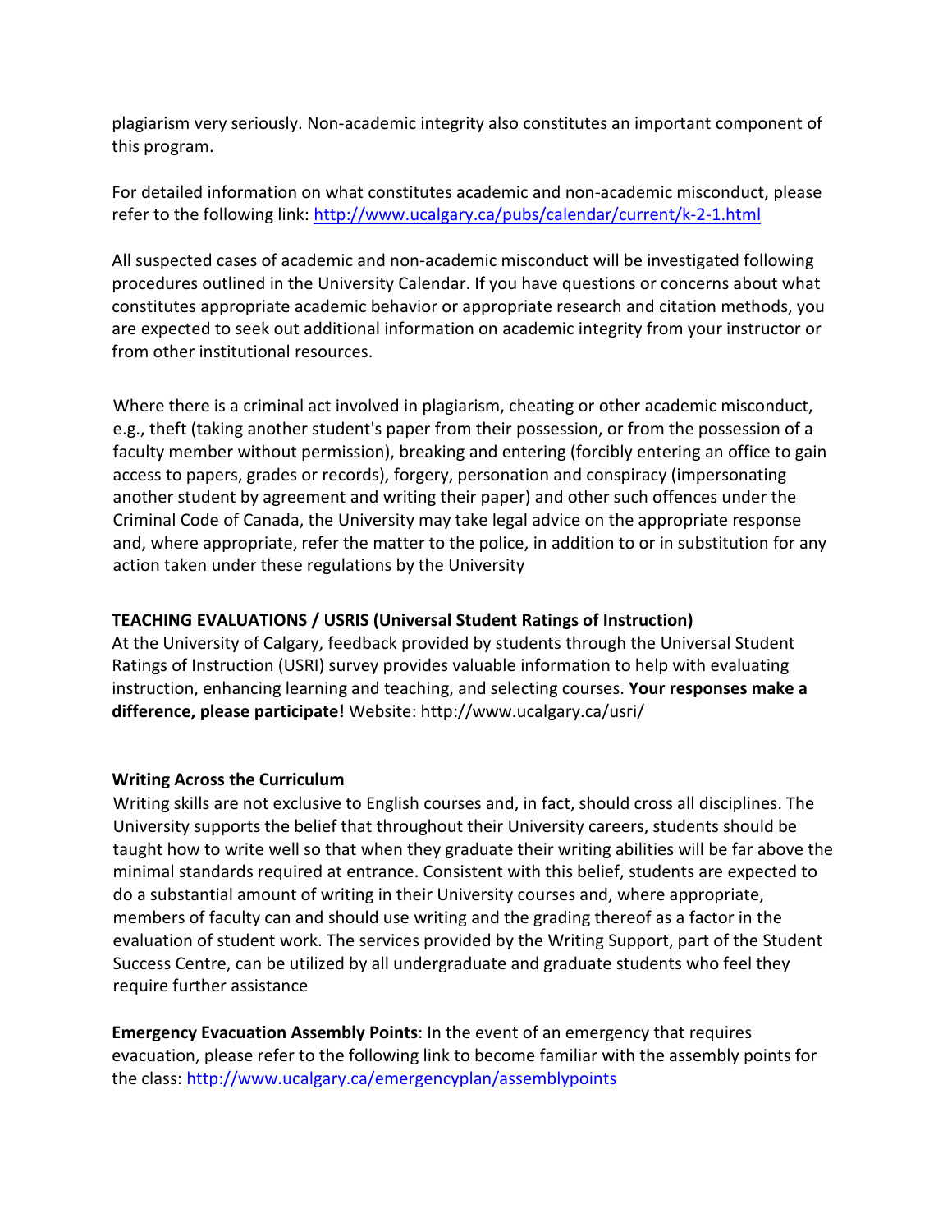plagiarism very seriously. Non-academic integrity also constitutes an important component of this program.

For detailed information on what constitutes academic and non-academic misconduct, please refer to the following link: [http://www.ucalgary.ca/pubs/calendar/current/k-2-1.html](http://www.ucalgary.ca/pubs/calendar/current/k-2-1.html)

All suspected cases of academic and non-academic misconduct will be investigated following procedures outlined in the University Calendar. If you have questions or concerns about what constitutes appropriate academic behavior or appropriate research and citation methods, you are expected to seek out additional information on academic integrity from your instructor or from other institutional resources.

Where there is a criminal act involved in plagiarism, cheating or other academic misconduct, e.g., theft (taking another student's paper from their possession, or from the possession of a faculty member without permission), breaking and entering (forcibly entering an office to gain access to papers, grades or records), forgery, personation and conspiracy (impersonating another student by agreement and writing their paper) and other such offences under the Criminal Code of Canada, the University may take legal advice on the appropriate response and, where appropriate, refer the matter to the police, in addition to or in substitution for any action taken under these regulations by the University

**TEACHING EVALUATIONS / USRIS (Universal Student Ratings of Instruction)**
At the University of Calgary, feedback provided by students through the Universal Student Ratings of Instruction (USRI) survey provides valuable information to help with evaluating instruction, enhancing learning and teaching, and selecting courses. **Your responses make a difference, please participate!** Website: http://www.ucalgary.ca/usri/

**Writing Across the Curriculum**
Writing skills are not exclusive to English courses and, in fact, should cross all disciplines. The University supports the belief that throughout their University careers, students should be taught how to write well so that when they graduate their writing abilities will be far above the minimal standards required at entrance. Consistent with this belief, students are expected to do a substantial amount of writing in their University courses and, where appropriate, members of faculty can and should use writing and the grading thereof as a factor in the evaluation of student work. The services provided by the Writing Support, part of the Student Success Centre, can be utilized by all undergraduate and graduate students who feel they require further assistance

**Emergency Evacuation Assembly Points**: In the event of an emergency that requires evacuation, please refer to the following link to become familiar with the assembly points for the class: [http://www.ucalgary.ca/emergencyplan/assemblypoints](http://www.ucalgary.ca/emergencyplan/assemblypoints)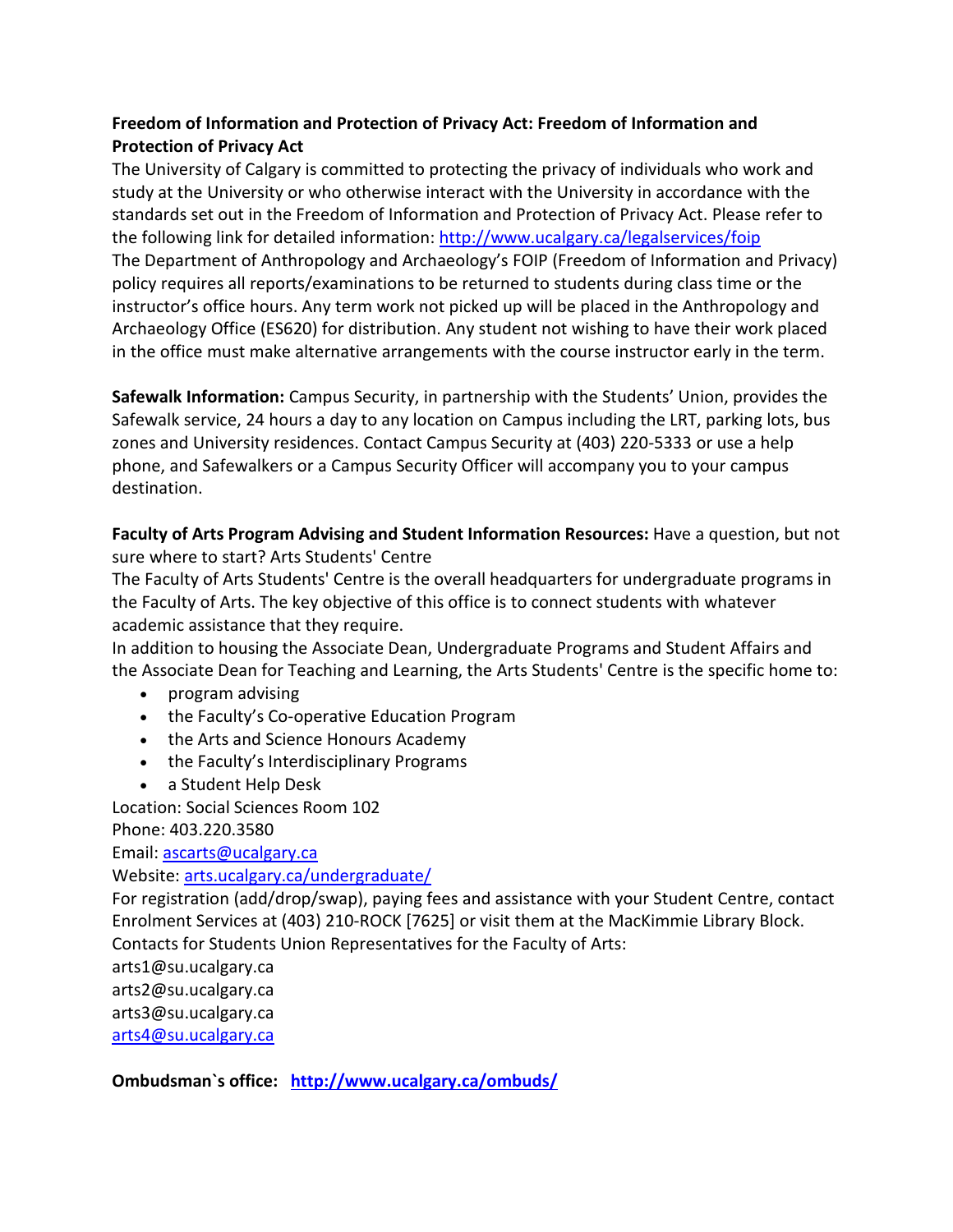**Freedom of Information and Protection of Privacy Act: Freedom of Information and Protection of Privacy Act**

The University of Calgary is committed to protecting the privacy of individuals who work and study at the University or who otherwise interact with the University in accordance with the standards set out in the Freedom of Information and Protection of Privacy Act. Please refer to the following link for detailed information: http://www.ucalgary.ca/legalservices/foip

The Department of Anthropology and Archaeology's FOIP (Freedom of Information and Privacy) policy requires all reports/examinations to be returned to students during class time or the instructor's office hours. Any term work not picked up will be placed in the Anthropology and Archaeology Office (ES620) for distribution. Any student not wishing to have their work placed in the office must make alternative arrangements with the course instructor early in the term.

**Safewalk Information:** Campus Security, in partnership with the Students' Union, provides the Safewalk service, 24 hours a day to any location on Campus including the LRT, parking lots, bus zones and University residences. Contact Campus Security at (403) 220-5333 or use a help phone, and Safewalkers or a Campus Security Officer will accompany you to your campus destination.

**Faculty of Arts Program Advising and Student Information Resources:** Have a question, but not sure where to start? Arts Students' Centre

The Faculty of Arts Students' Centre is the overall headquarters for undergraduate programs in the Faculty of Arts. The key objective of this office is to connect students with whatever academic assistance that they require.

In addition to housing the Associate Dean, Undergraduate Programs and Student Affairs and the Associate Dean for Teaching and Learning, the Arts Students' Centre is the specific home to:

- program advising
- the Faculty's Co-operative Education Program
- the Arts and Science Honours Academy
- the Faculty's Interdisciplinary Programs
- a Student Help Desk

Location: Social Sciences Room 102

Phone: 403.220.3580

Email: ascarts@ucalgary.ca

Website: arts.ucalgary.ca/undergraduate/

For registration (add/drop/swap), paying fees and assistance with your Student Centre, contact Enrolment Services at (403) 210-ROCK [7625] or visit them at the MacKimmie Library Block.

Contacts for Students Union Representatives for the Faculty of Arts:

arts1@su.ucalgary.ca

arts2@su.ucalgary.ca

arts3@su.ucalgary.ca

arts4@su.ucalgary.ca

**Ombudsman`s office: http://www.ucalgary.ca/ombuds/**